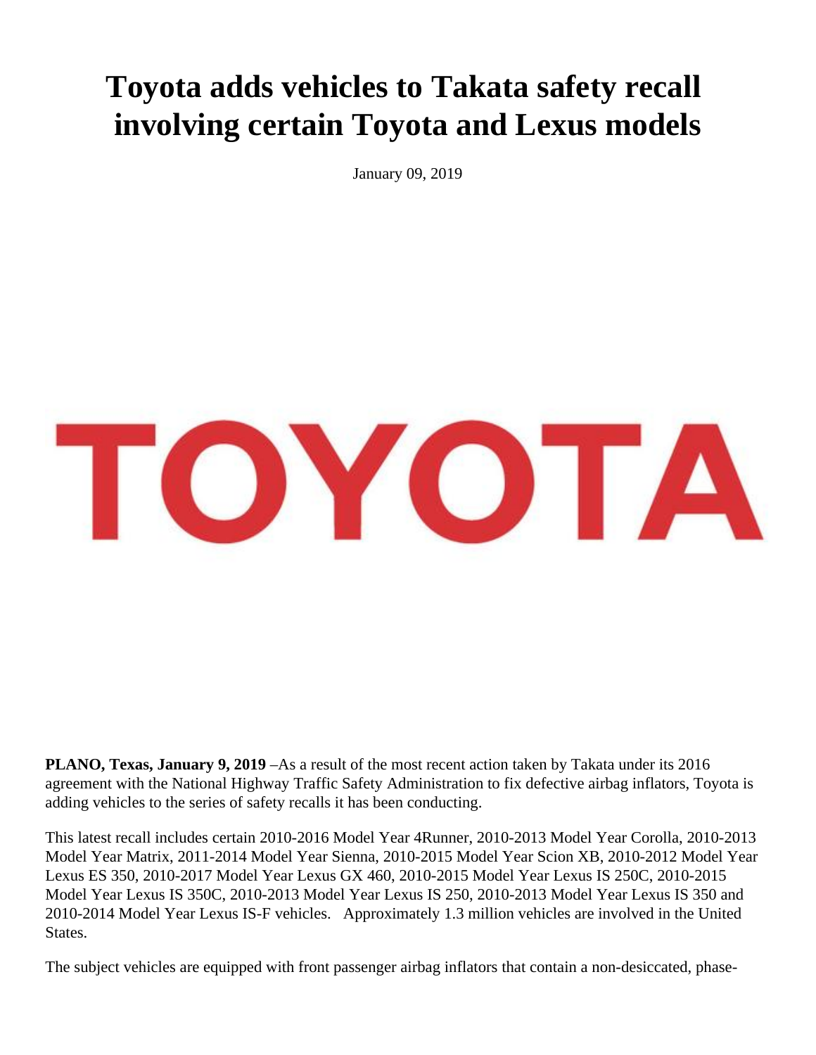# Toyota adds vehicles to Takata safety recall involving certain Toyota and Lexus models

January 09, 2019

**PLANO, Texas, January 9, 2019** –As a result of the most recent action taken by Takata under its 2016 agreement with the National Highway Traffic Safety Administration to fix defective airbag inflators, Toyota is adding vehicles to the series of safety recalls it has been conducting.

This latest recall includes certain 2010-2016 Model Year 4Runner, 2010-2013 Model Year Corolla, 2010-2013 Model Year Matrix, 2011-2014 Model Year Sienna, 2010-2015 Model Year Scion XB, 2010-2012 Model Year Lexus ES 350, 2010-2017 Model Year Lexus GX 460, 2010-2015 Model Year Lexus IS 250C, 2010-2015 Model Year Lexus IS 350C, 2010-2013 Model Year Lexus IS 250, 2010-2013 Model Year Lexus IS 350 and 2010-2014 Model Year Lexus IS-F vehicles. Approximately 1.3 million vehicles are involved in the United States.

The subject vehicles are equipped with front passenger airbag inflators that contain a non-desiccated, phase-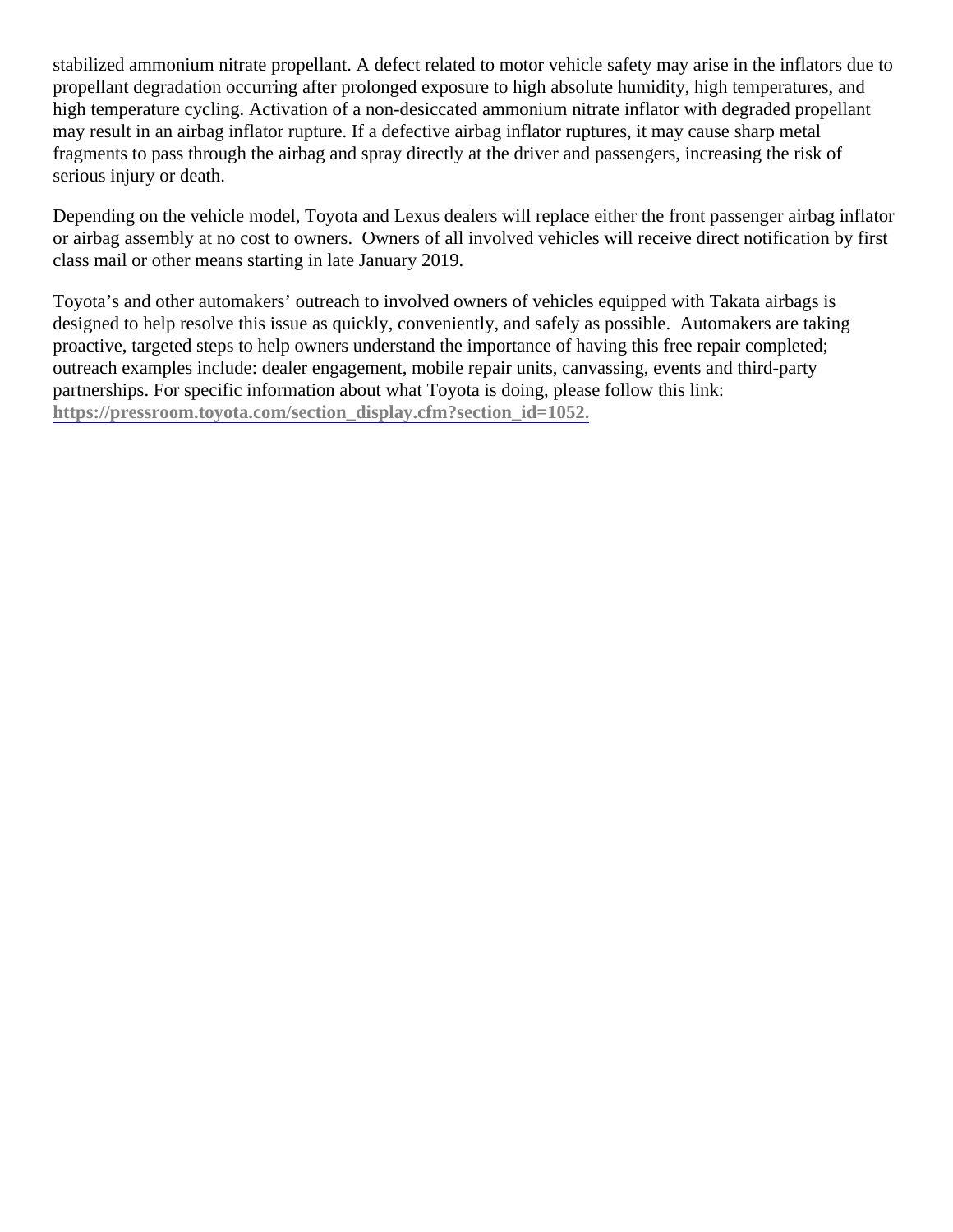stabilized ammonium nitrate propellant. A defect related to motor vehicle safety may arise in the inflators due to propellant degradation occurring after prolonged exposure to high absolute humidity, high temperatures, and high temperature cycling. Activation of a non-desiccated ammonium nitrate inflator with degraded propellant may result in an airbag inflator rupture. If a defective airbag inflator ruptures, it may cause sharp metal fragments to pass through the airbag and spray directly at the driver and passengers, increasing the risk of serious injury or death.

Depending on the vehicle model, Toyota and Lexus dealers will replace either the front passenger airbag inflator or airbag assembly at no cost to owners. Owners of all involved vehicles will receive direct notification by first class mail or other means starting in late January 2019.

Toyota's and other automakers' outreach to involved owners of vehicles equipped with Takata airbags is designed to help resolve this issue as quickly, conveniently, and safely as possible. Automakers are taking proactive, targeted steps to help owners understand the importance of having this free repair completed; outreach examples include: dealer engagement, mobile repair units, canvassing, events and third-party partnerships. For specific information about what Toyota is doing, please follow this link: **https://pressroom.toyota.com/section_display.cfm?section_id=1052.**